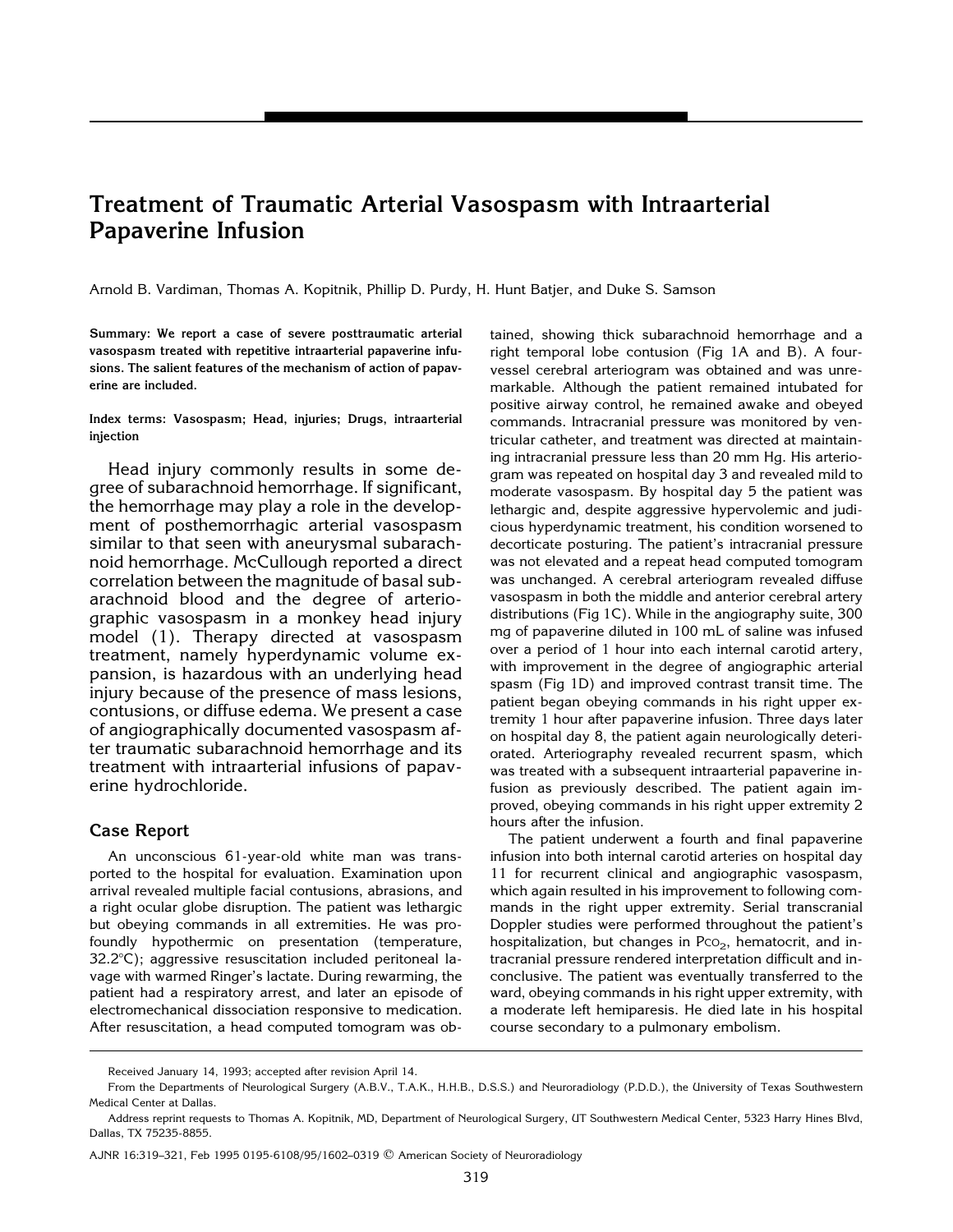# Treatment of Traumatic Arterial Vasospasm with Intraarterial Papaverine Infusion

Arnold B. Vardiman, Thomas A. Kopitnik, Phillip D. Purdy, H. Hunt Batjer, and Duke S. Samson

**Summary: We report a case of severe posttraumatic arterial vasospasm treated with repetitive intraarterial papaverine infusions. The salient features of the mechanism of action of papaverine are included.**

**Index terms: Vasospasm; Head, injuries; Drugs, intraarterial injection**

Head injury commonly results in some degree of subarachnoid hemorrhage. If significant, the hemorrhage may play a role in the development of posthemorrhagic arterial vasospasm similar to that seen with aneurysmal subarachnoid hemorrhage. McCullough reported a direct correlation between the magnitude of basal subarachnoid blood and the degree of arteriographic vasospasm in a monkey head injury model (1). Therapy directed at vasospasm treatment, namely hyperdynamic volume expansion, is hazardous with an underlying head injury because of the presence of mass lesions, contusions, or diffuse edema. We present a case of angiographically documented vasospasm after traumatic subarachnoid hemorrhage and its treatment with intraarterial infusions of papaverine hydrochloride.

## Case Report

An unconscious 61-year-old white man was transported to the hospital for evaluation. Examination upon arrival revealed multiple facial contusions, abrasions, and a right ocular globe disruption. The patient was lethargic but obeying commands in all extremities. He was profoundly hypothermic on presentation (temperature, 32.2°C); aggressive resuscitation included peritoneal lavage with warmed Ringer's lactate. During rewarming, the patient had a respiratory arrest, and later an episode of electromechanical dissociation responsive to medication. After resuscitation, a head computed tomogram was obtained, showing thick subarachnoid hemorrhage and a right temporal lobe contusion (Fig 1A and B). A four-vessel cerebral arteriogram was obtained and was unremarkable. Although the patient remained intubated for positive airway control, he remained awake and obeyed commands. Intracranial pressure was monitored by ventricular catheter, and treatment was directed at maintaining intracranial pressure less than 20 mm Hg. His arteriogram was repeated on hospital day 3 and revealed mild to moderate vasospasm. By hospital day 5 the patient was lethargic and, despite aggressive hypervolemic and judicious hyperdynamic treatment, his condition worsened to decorticate posturing. The patient's intracranial pressure was not elevated and a repeat head computed tomogram was unchanged. A cerebral arteriogram revealed diffuse vasospasm in both the middle and anterior cerebral artery distributions (Fig 1C). While in the angiography suite, 300 mg of papaverine diluted in 100 mL of saline was infused over a period of 1 hour into each internal carotid artery, with improvement in the degree of angiographic arterial spasm (Fig 1D) and improved contrast transit time. The patient began obeying commands in his right upper extremity 1 hour after papaverine infusion. Three days later on hospital day 8, the patient again neurologically deteriorated. Arteriography revealed recurrent spasm, which was treated with a subsequent intraarterial papaverine infusion as previously described. The patient again improved, obeying commands in his right upper extremity 2 hours after the infusion.

The patient underwent a fourth and final papaverine infusion into both internal carotid arteries on hospital day 11 for recurrent clinical and angiographic vasospasm, which again resulted in his improvement to following commands in the right upper extremity. Serial transcranial Doppler studies were performed throughout the patient's hospitalization, but changes in $P_{CO_2}$, hematocrit, and intracranial pressure rendered interpretation difficult and inconclusive. The patient was eventually transferred to the ward, obeying commands in his right upper extremity, with a moderate left hemiparesis. He died late in his hospital course secondary to a pulmonary embolism.

---

Received January 14, 1993; accepted after revision April 14.

From the Departments of Neurological Surgery (A.B.V., T.A.K., H.H.B., D.S.S.) and Neuroradiology (P.D.D.), the University of Texas Southwestern Medical Center at Dallas.

Address reprint requests to Thomas A. Kopitnik, MD, Department of Neurological Surgery, UT Southwestern Medical Center, 5323 Harry Hines Blvd, Dallas, TX 75235-8855.

AJNR 16:319–321, Feb 1995 0195-6108/95/1602–0319 © American Society of Neuroradiology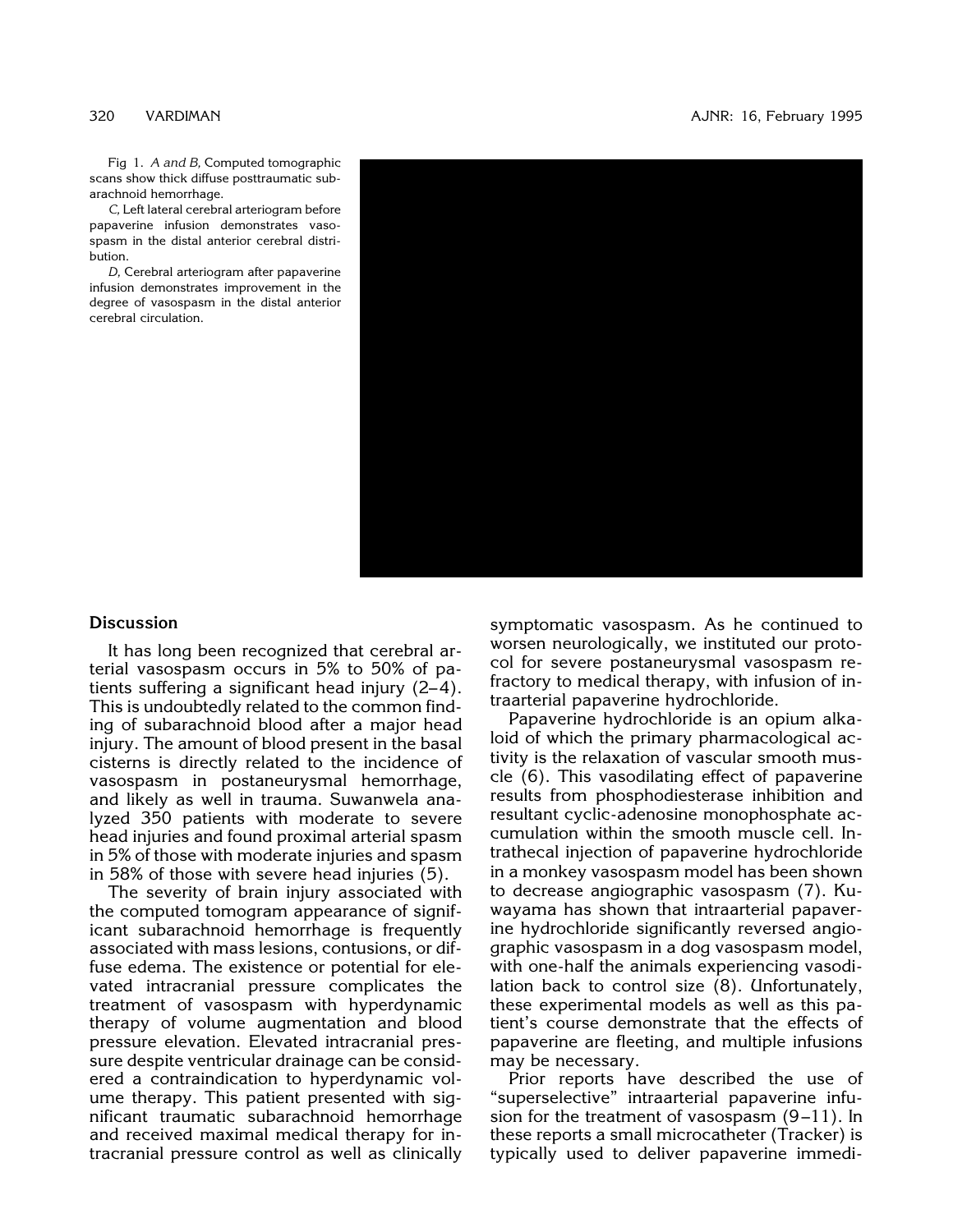Fig 1. *A and B*, Computed tomographic scans show thick diffuse posttraumatic subarachnoid hemorrhage.

*C*, Left lateral cerebral arteriogram before papaverine infusion demonstrates vasospasm in the distal anterior cerebral distribution.

*D*, Cerebral arteriogram after papaverine infusion demonstrates improvement in the degree of vasospasm in the distal anterior cerebral circulation.

## Discussion

It has long been recognized that cerebral arterial vasospasm occurs in 5% to 50% of patients suffering a significant head injury (2–4). This is undoubtedly related to the common finding of subarachnoid blood after a major head injury. The amount of blood present in the basal cisterns is directly related to the incidence of vasospasm in postaneurysmal hemorrhage, and likely as well in trauma. Suwanwela analyzed 350 patients with moderate to severe head injuries and found proximal arterial spasm in 5% of those with moderate injuries and spasm in 58% of those with severe head injuries (5).

The severity of brain injury associated with the computed tomogram appearance of significant subarachnoid hemorrhage is frequently associated with mass lesions, contusions, or diffuse edema. The existence or potential for elevated intracranial pressure complicates the treatment of vasospasm with hyperdynamic therapy of volume augmentation and blood pressure elevation. Elevated intracranial pressure despite ventricular drainage can be considered a contraindication to hyperdynamic volume therapy. This patient presented with significant traumatic subarachnoid hemorrhage and received maximal medical therapy for intracranial pressure control as well as clinically symptomatic vasospasm. As he continued to worsen neurologically, we instituted our protocol for severe postaneurysmal vasospasm refractory to medical therapy, with infusion of intraarterial papaverine hydrochloride.

Papaverine hydrochloride is an opium alkaloid of which the primary pharmacological activity is the relaxation of vascular smooth muscle (6). This vasodilating effect of papaverine results from phosphodiesterase inhibition and resultant cyclic-adenosine monophosphate accumulation within the smooth muscle cell. Intrathecal injection of papaverine hydrochloride in a monkey vasospasm model has been shown to decrease angiographic vasospasm (7). Kuwayama has shown that intraarterial papaverine hydrochloride significantly reversed angiographic vasospasm in a dog vasospasm model, with one-half the animals experiencing vasodilation back to control size (8). Unfortunately, these experimental models as well as this patient's course demonstrate that the effects of papaverine are fleeting, and multiple infusions may be necessary.

Prior reports have described the use of "superselective" intraarterial papaverine infusion for the treatment of vasospasm (9–11). In these reports a small microcatheter (Tracker) is typically used to deliver papaverine immedi-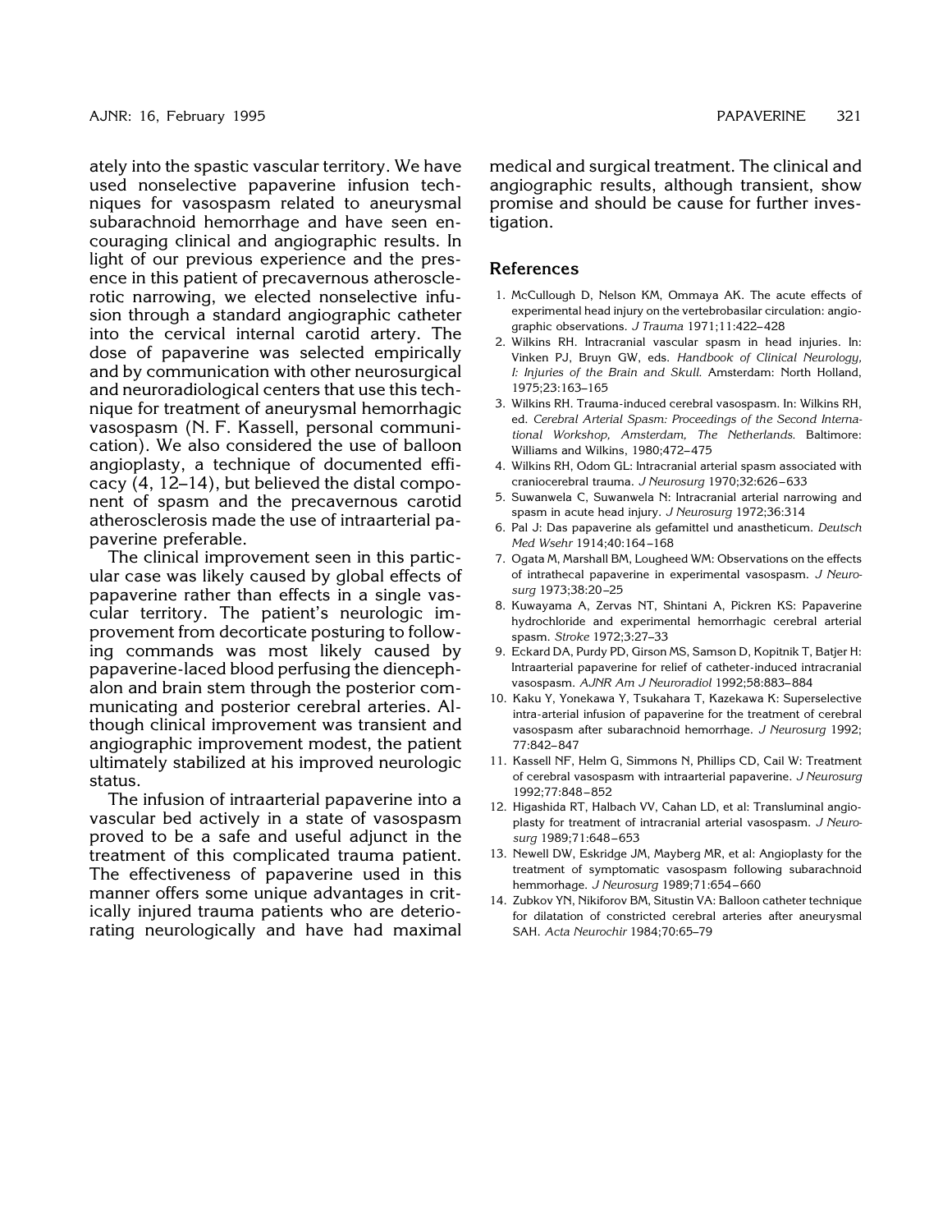ately into the spastic vascular territory. We have used nonselective papaverine infusion techniques for vasospasm related to aneurysmal subarachnoid hemorrhage and have seen encouraging clinical and angiographic results. In light of our previous experience and the presence in this patient of precavernous atherosclerotic narrowing, we elected nonselective infusion through a standard angiographic catheter into the cervical internal carotid artery. The dose of papaverine was selected empirically and by communication with other neurosurgical and neuroradiological centers that use this technique for treatment of aneurysmal hemorrhagic vasospasm (N. F. Kassell, personal communication). We also considered the use of balloon angioplasty, a technique of documented efficacy (4, 12–14), but believed the distal component of spasm and the precavernous carotid atherosclerosis made the use of intraarterial papaverine preferable.

The clinical improvement seen in this particular case was likely caused by global effects of papaverine rather than effects in a single vascular territory. The patient's neurologic improvement from decorticate posturing to following commands was most likely caused by papaverine-laced blood perfusing the diencephalon and brain stem through the posterior communicating and posterior cerebral arteries. Although clinical improvement was transient and angiographic improvement modest, the patient ultimately stabilized at his improved neurologic status.

The infusion of intraarterial papaverine into a vascular bed actively in a state of vasospasm proved to be a safe and useful adjunct in the treatment of this complicated trauma patient. The effectiveness of papaverine used in this manner offers some unique advantages in critically injured trauma patients who are deteriorating neurologically and have had maximal medical and surgical treatment. The clinical and angiographic results, although transient, show promise and should be cause for further investigation.

## References

1. McCullough D, Nelson KM, Ommaya AK. The acute effects of experimental head injury on the vertebrobasilar circulation: angiographic observations. *J Trauma* 1971;11:422–428
2. Wilkins RH. Intracranial vascular spasm in head injuries. In: Vinken PJ, Bruyn GW, eds. *Handbook of Clinical Neurology, I: Injuries of the Brain and Skull.* Amsterdam: North Holland, 1975;23:163–165
3. Wilkins RH. Trauma-induced cerebral vasospasm. In: Wilkins RH, ed. *Cerebral Arterial Spasm: Proceedings of the Second International Workshop, Amsterdam, The Netherlands.* Baltimore: Williams and Wilkins, 1980;472–475
4. Wilkins RH, Odom GL: Intracranial arterial spasm associated with craniocerebral trauma. *J Neurosurg* 1970;32:626–633
5. Suwanwela C, Suwanwela N: Intracranial arterial narrowing and spasm in acute head injury. *J Neurosurg* 1972;36:314
6. Pal J: Das papaverine als gefamittel und anastheticum. *Deutsch Med Wsehr* 1914;40:164–168
7. Ogata M, Marshall BM, Lougheed WM: Observations on the effects of intrathecal papaverine in experimental vasospasm. *J Neurosurg* 1973;38:20–25
8. Kuwayama A, Zervas NT, Shintani A, Pickren KS: Papaverine hydrochloride and experimental hemorrhagic cerebral arterial spasm. *Stroke* 1972;3:27–33
9. Eckard DA, Purdy PD, Girson MS, Samson D, Kopitnik T, Batjer H: Intraarterial papaverine for relief of catheter-induced intracranial vasospasm. *AJNR Am J Neuroradiol* 1992;58:883–884
10. Kaku Y, Yonekawa Y, Tsukahara T, Kazekawa K: Superselective intra-arterial infusion of papaverine for the treatment of cerebral vasospasm after subarachnoid hemorrhage. *J Neurosurg* 1992; 77:842–847
11. Kassell NF, Helm G, Simmons N, Phillips CD, Cail W: Treatment of cerebral vasospasm with intraarterial papaverine. *J Neurosurg* 1992;77:848–852
12. Higashida RT, Halbach VV, Cahan LD, et al: Transluminal angioplasty for treatment of intracranial arterial vasospasm. *J Neurosurg* 1989;71:648–653
13. Newell DW, Eskridge JM, Mayberg MR, et al: Angioplasty for the treatment of symptomatic vasospasm following subarachnoid hemmorhage. *J Neurosurg* 1989;71:654–660
14. Zubkov YN, Nikiforov BM, Situstin VA: Balloon catheter technique for dilatation of constricted cerebral arteries after aneurysmal SAH. *Acta Neurochir* 1984;70:65–79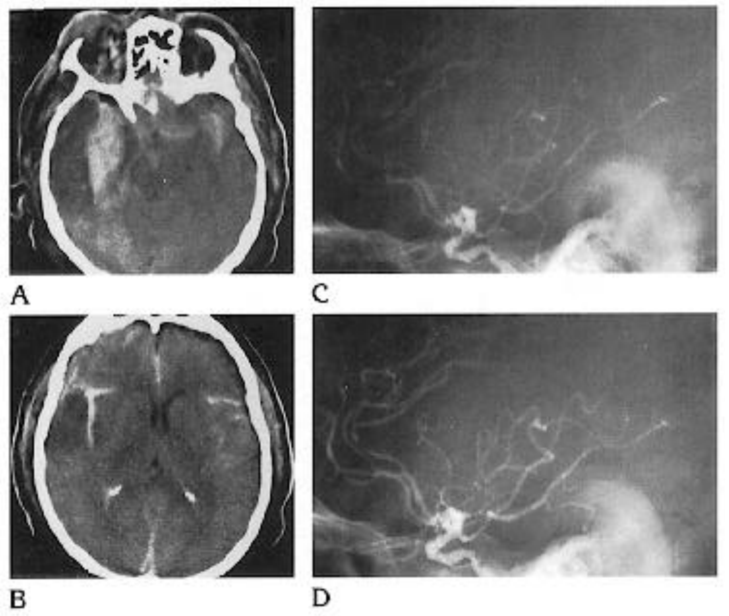A

C

B

D